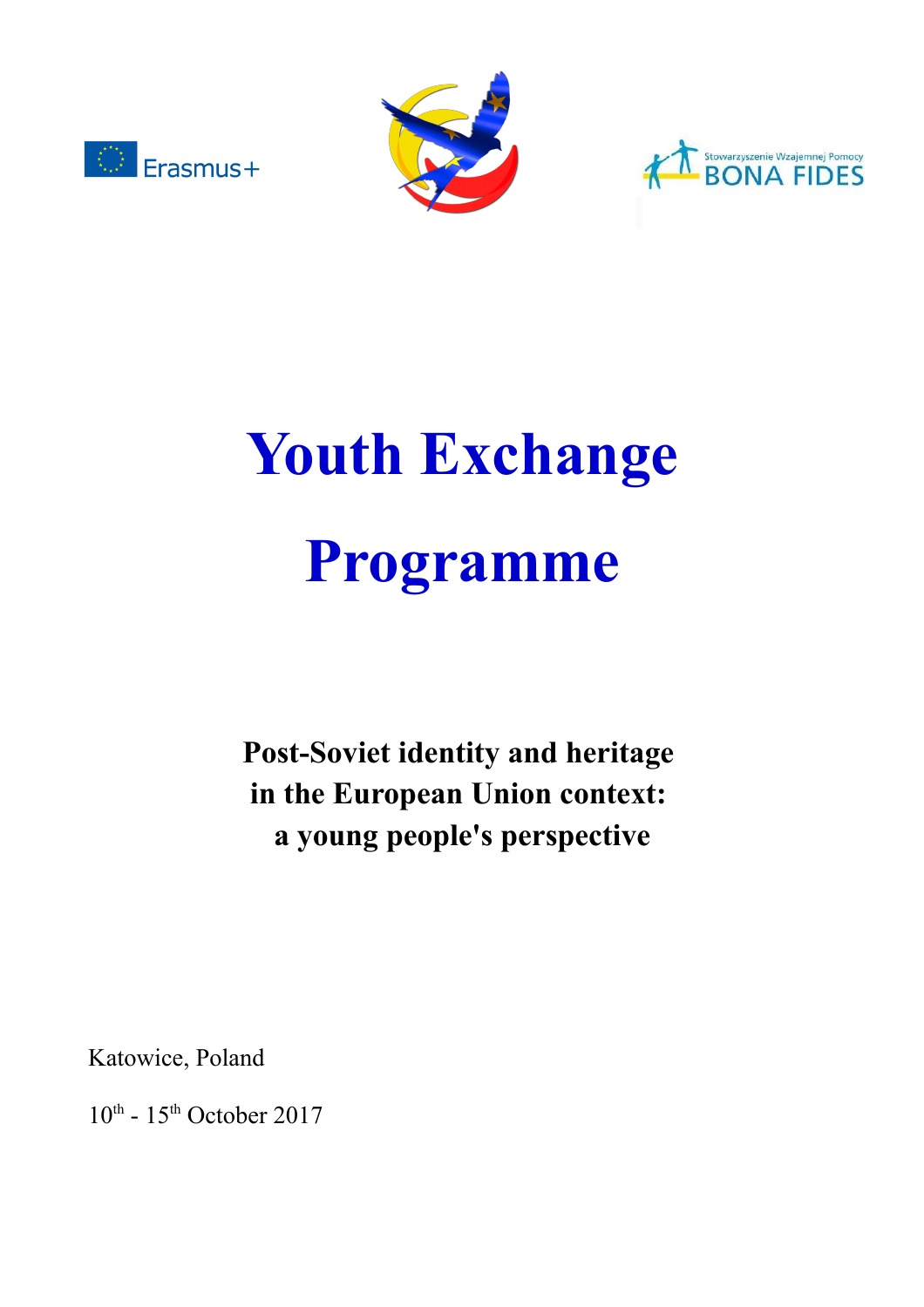# Youth Exchange

# Programme

**Post-Soviet identity and heritage**
**in the European Union context:**
**a young people's perspective**

Katowice, Poland

10th - 15th October 2017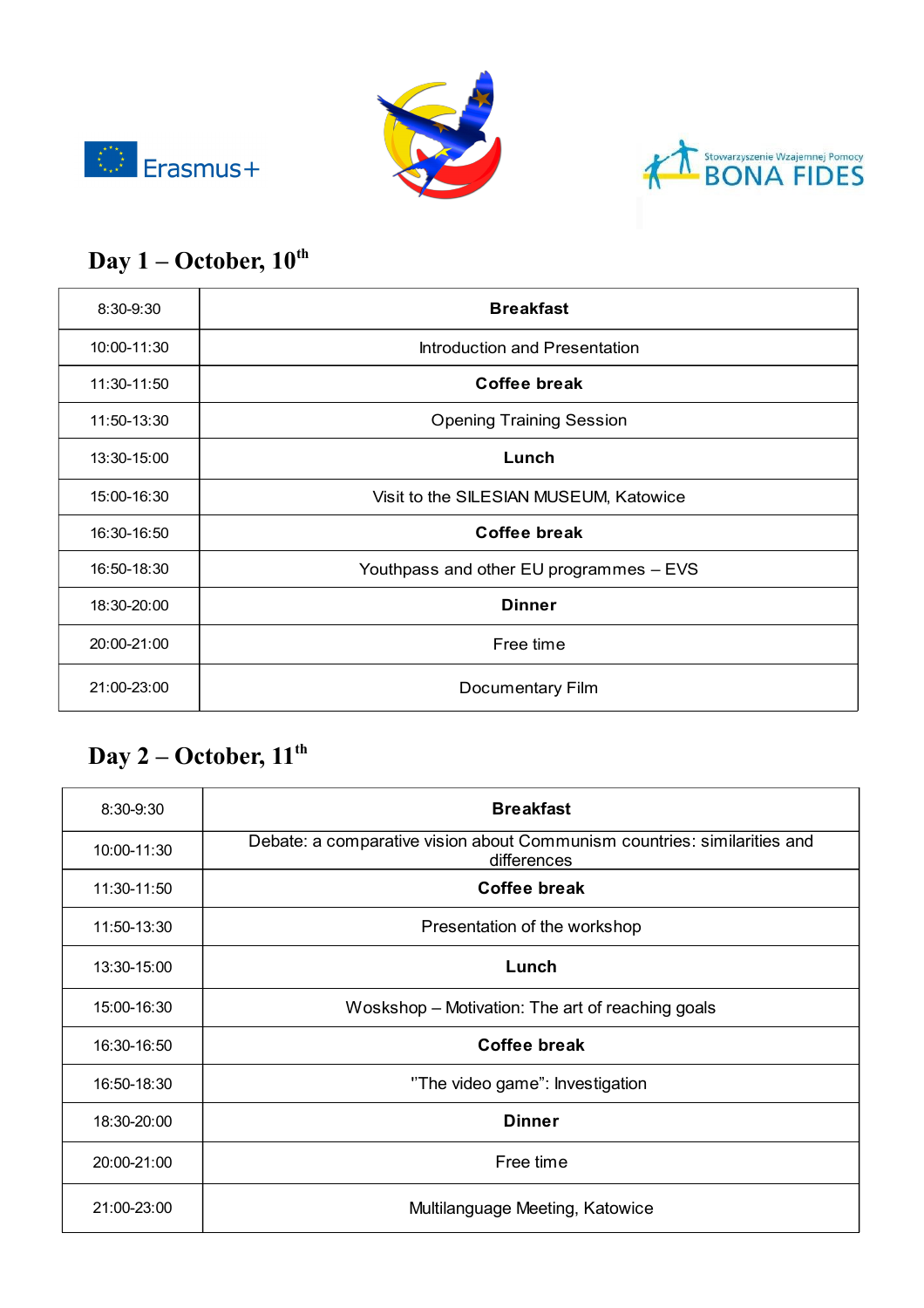## Day 1 – October, 10th

| | |
|---|---|
| 8:30-9:30 | **Breakfast** |
| 10:00-11:30 | Introduction and Presentation |
| 11:30-11:50 | **Coffee break** |
| 11:50-13:30 | Opening Training Session |
| 13:30-15:00 | **Lunch** |
| 15:00-16:30 | Visit to the SILESIAN MUSEUM, Katowice |
| 16:30-16:50 | **Coffee break** |
| 16:50-18:30 | Youthpass and other EU programmes – EVS |
| 18:30-20:00 | **Dinner** |
| 20:00-21:00 | Free time |
| 21:00-23:00 | Documentary Film |

## Day 2 – October, 11th

| | |
|---|---|
| 8:30-9:30 | **Breakfast** |
| 10:00-11:30 | Debate: a comparative vision about Communism countries: similarities and differences |
| 11:30-11:50 | **Coffee break** |
| 11:50-13:30 | Presentation of the workshop |
| 13:30-15:00 | **Lunch** |
| 15:00-16:30 | Woskshop – Motivation: The art of reaching goals |
| 16:30-16:50 | **Coffee break** |
| 16:50-18:30 | "The video game": Investigation |
| 18:30-20:00 | **Dinner** |
| 20:00-21:00 | Free time |
| 21:00-23:00 | Multilanguage Meeting, Katowice |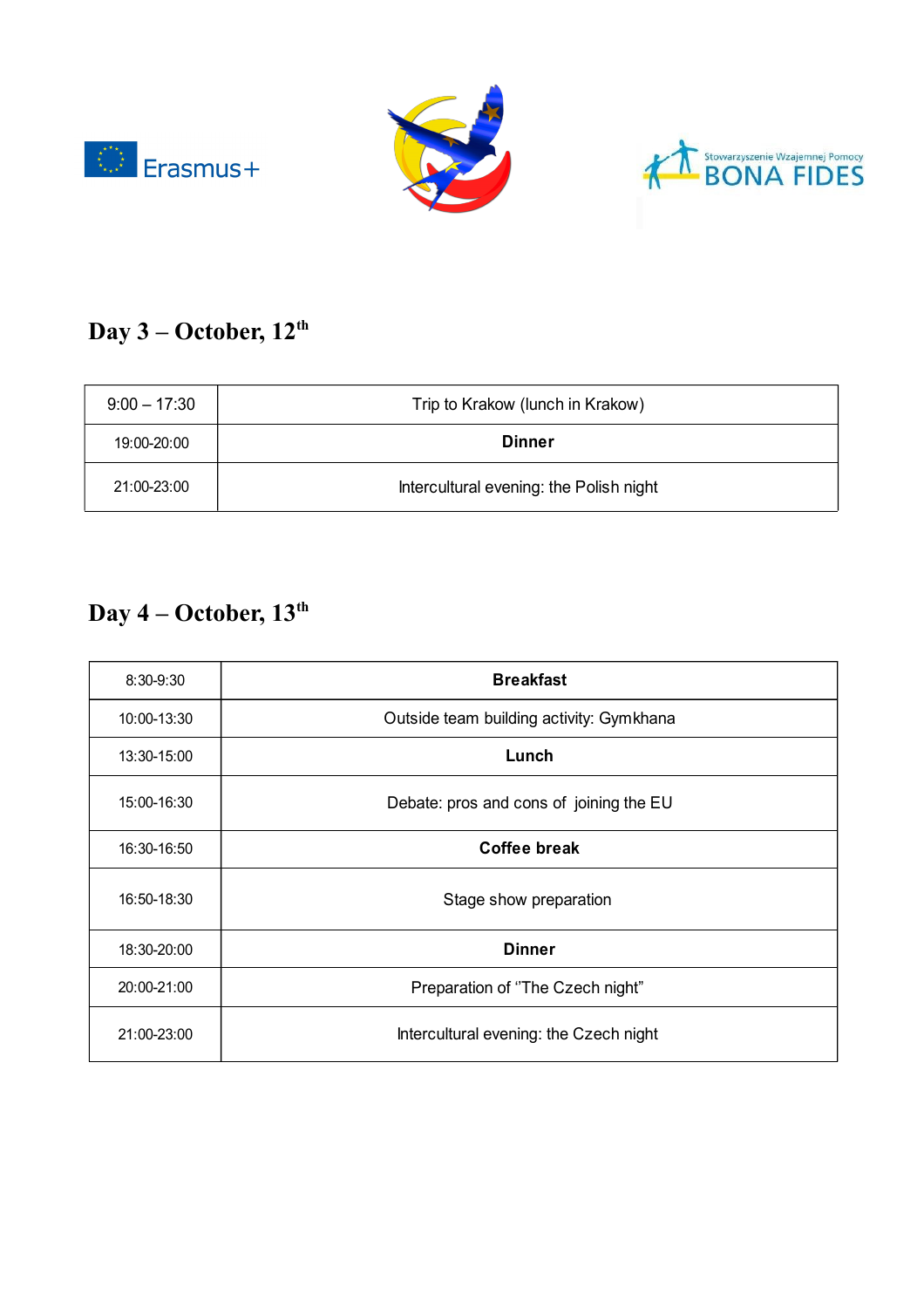## Day 3 – October, 12th

| | |
|---|---|
| 9:00 – 17:30 | Trip to Krakow (lunch in Krakow) |
| 19:00-20:00 | **Dinner** |
| 21:00-23:00 | Intercultural evening: the Polish night |

## Day 4 – October, 13th

| | |
|---|---|
| 8:30-9:30 | **Breakfast** |
| 10:00-13:30 | Outside team building activity: Gymkhana |
| 13:30-15:00 | **Lunch** |
| 15:00-16:30 | Debate: pros and cons of joining the EU |
| 16:30-16:50 | **Coffee break** |
| 16:50-18:30 | Stage show preparation |
| 18:30-20:00 | **Dinner** |
| 20:00-21:00 | Preparation of "The Czech night" |
| 21:00-23:00 | Intercultural evening: the Czech night |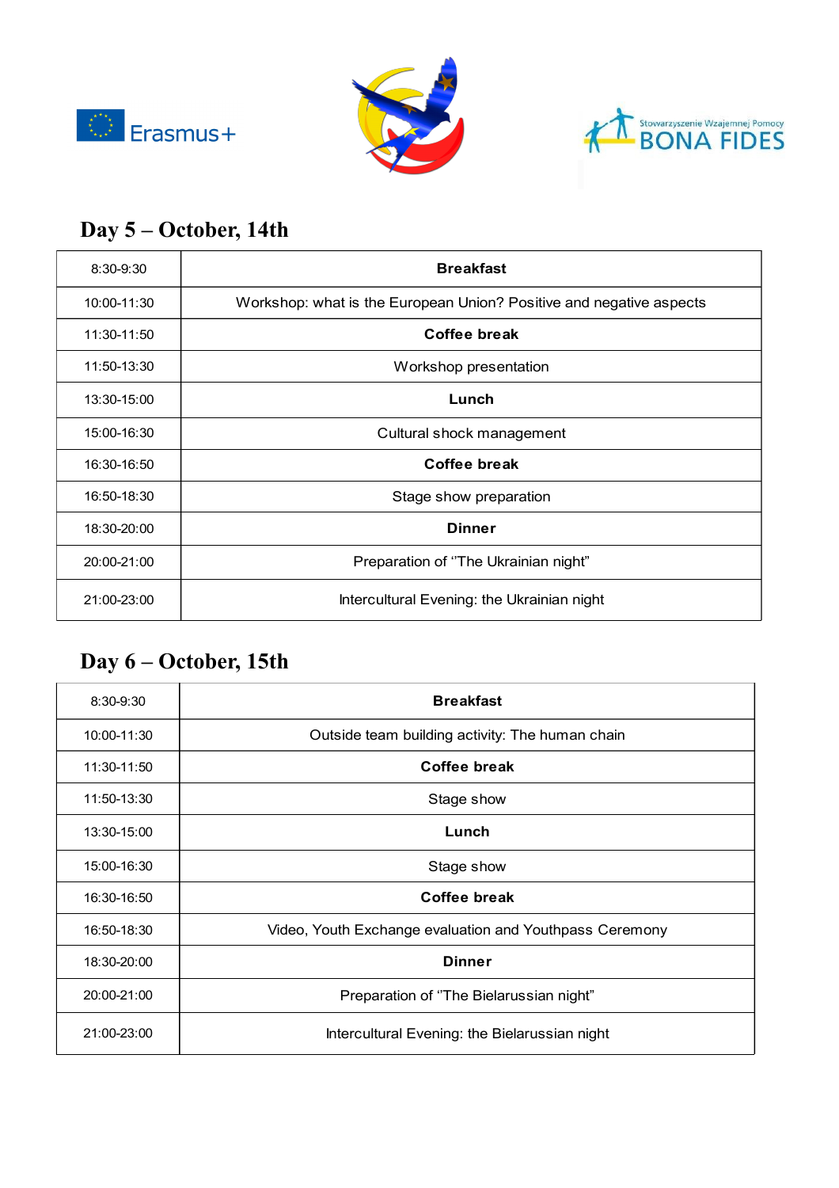## Day 5 – October, 14th

| | |
|---|---|
| 8:30-9:30 | **Breakfast** |
| 10:00-11:30 | Workshop: what is the European Union? Positive and negative aspects |
| 11:30-11:50 | **Coffee break** |
| 11:50-13:30 | Workshop presentation |
| 13:30-15:00 | **Lunch** |
| 15:00-16:30 | Cultural shock management |
| 16:30-16:50 | **Coffee break** |
| 16:50-18:30 | Stage show preparation |
| 18:30-20:00 | **Dinner** |
| 20:00-21:00 | Preparation of "The Ukrainian night" |
| 21:00-23:00 | Intercultural Evening: the Ukrainian night |

## Day 6 – October, 15th

| | |
|---|---|
| 8:30-9:30 | **Breakfast** |
| 10:00-11:30 | Outside team building activity: The human chain |
| 11:30-11:50 | **Coffee break** |
| 11:50-13:30 | Stage show |
| 13:30-15:00 | **Lunch** |
| 15:00-16:30 | Stage show |
| 16:30-16:50 | **Coffee break** |
| 16:50-18:30 | Video, Youth Exchange evaluation and Youthpass Ceremony |
| 18:30-20:00 | **Dinner** |
| 20:00-21:00 | Preparation of "The Bielarussian night" |
| 21:00-23:00 | Intercultural Evening: the Bielarussian night |